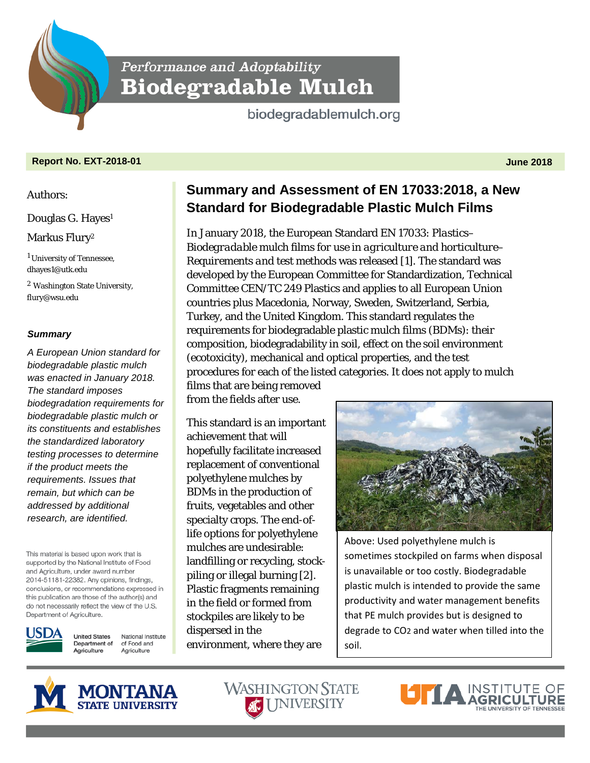Performance and Adoptability

# Biodegradable Mulch

biodegradablemulch.org

**Report No. EXT-2018-01** **June 2018**

Authors:

Douglas G. Hayes[1]

Markus Flury[2]

[1] University of Tennessee, dhayes1@utk.edu

[2] Washington State University, flury@wsu.edu

***Summary***

*A European Union standard for biodegradable plastic mulch was enacted in January 2018. The standard imposes biodegradation requirements for biodegradable plastic mulch or its constituents and establishes the standardized laboratory testing processes to determine if the product meets the requirements. Issues that remain, but which can be addressed by additional research, are identified.*

This material is based upon work that is supported by the National Institute of Food and Agriculture, under award number 2014-51181-22382. Any opinions, findings, conclusions, or recommendations expressed in this publication are those of the author(s) and do not necessarily reflect the view of the U.S. Department of Agriculture.

USDA United States Department of Agriculture — National Institute of Food and Agriculture

## Summary and Assessment of EN 17033:2018, a New Standard for Biodegradable Plastic Mulch Films

In January 2018, the European Standard EN 17033: *Plastics–Biodegradable mulch films for use in agriculture and horticulture–Requirements and test methods* was released [1]. The standard was developed by the European Committee for Standardization, Technical Committee CEN/TC 249 Plastics and applies to all European Union countries plus Macedonia, Norway, Sweden, Switzerland, Serbia, Turkey, and the United Kingdom. This standard regulates the requirements for biodegradable plastic mulch films (BDMs): their composition, biodegradability in soil, effect on the soil environment (ecotoxicity), mechanical and optical properties, and the test procedures for each of the listed categories. It does not apply to mulch films that are being removed from the fields after use.

This standard is an important achievement that will hopefully facilitate increased replacement of conventional polyethylene mulches by BDMs in the production of fruits, vegetables and other specialty crops. The end-of-life options for polyethylene mulches are undesirable: landfilling or recycling, stock-piling or illegal burning [2]. Plastic fragments remaining in the field or formed from stockpiles are likely to be dispersed in the environment, where they are

Above: Used polyethylene mulch is sometimes stockpiled on farms when disposal is unavailable or too costly. Biodegradable plastic mulch is intended to provide the same productivity and water management benefits that PE mulch provides but is designed to degrade to $CO_2$ and water when tilled into the soil.

MONTANA STATE UNIVERSITY — WASHINGTON STATE UNIVERSITY — UTIA INSTITUTE OF AGRICULTURE THE UNIVERSITY OF TENNESSEE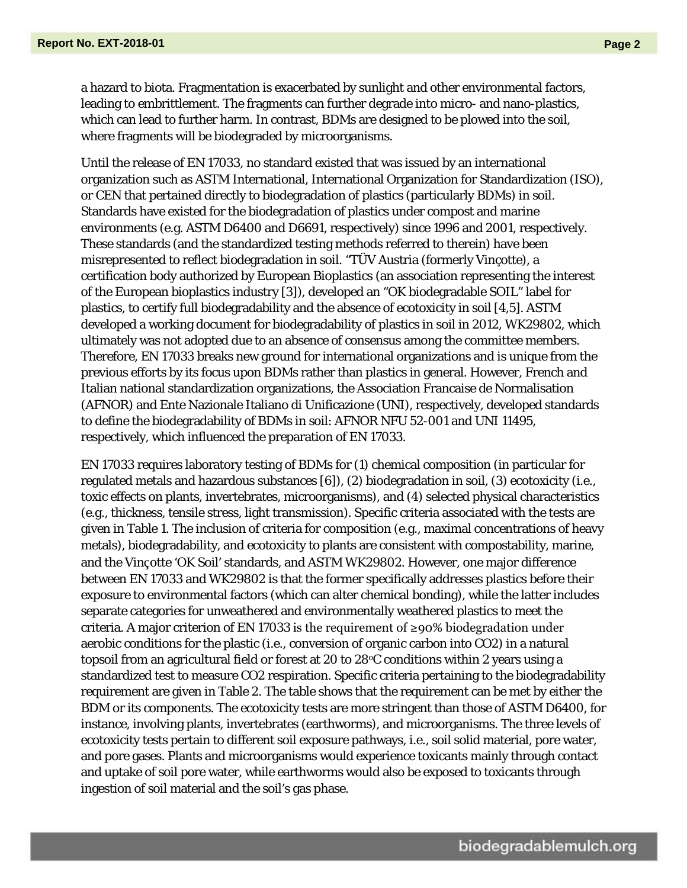a hazard to biota. Fragmentation is exacerbated by sunlight and other environmental factors, leading to embrittlement. The fragments can further degrade into micro- and nano-plastics, which can lead to further harm. In contrast, BDMs are designed to be plowed into the soil, where fragments will be biodegraded by microorganisms.

Until the release of EN 17033, no standard existed that was issued by an international organization such as ASTM International, International Organization for Standardization (ISO), or CEN that pertained directly to biodegradation of plastics (particularly BDMs) in soil. Standards have existed for the biodegradation of plastics under compost and marine environments (e.g. ASTM D6400 and D6691, respectively) since 1996 and 2001, respectively. These standards (and the standardized testing methods referred to therein) have been misrepresented to reflect biodegradation in soil. "TÜV Austria (formerly Vinçotte), a certification body authorized by European Bioplastics (an association representing the interest of the European bioplastics industry [3]), developed an "OK biodegradable SOIL" label for plastics, to certify full biodegradability and the absence of ecotoxicity in soil [4,5]. ASTM developed a working document for biodegradability of plastics in soil in 2012, WK29802, which ultimately was not adopted due to an absence of consensus among the committee members. Therefore, EN 17033 breaks new ground for international organizations and is unique from the previous efforts by its focus upon BDMs rather than plastics in general. However, French and Italian national standardization organizations, the Association Francaise de Normalisation (AFNOR) and Ente Nazionale Italiano di Unificazione (UNI), respectively, developed standards to define the biodegradability of BDMs in soil: AFNOR NFU 52-001 and UNI 11495, respectively, which influenced the preparation of EN 17033.

EN 17033 requires laboratory testing of BDMs for (1) chemical composition (in particular for regulated metals and hazardous substances [6]), (2) biodegradation in soil, (3) ecotoxicity (i.e., toxic effects on plants, invertebrates, microorganisms), and (4) selected physical characteristics (e.g., thickness, tensile stress, light transmission). Specific criteria associated with the tests are given in Table 1. The inclusion of criteria for composition (e.g., maximal concentrations of heavy metals), biodegradability, and ecotoxicity to plants are consistent with compostability, marine, and the Vinçotte 'OK Soil' standards, and ASTM WK29802. However, one major difference between EN 17033 and WK29802 is that the former specifically addresses plastics before their exposure to environmental factors (which can alter chemical bonding), while the latter includes separate categories for unweathered and environmentally weathered plastics to meet the criteria. A major criterion of EN 17033 is the requirement of ≥90% biodegradation under aerobic conditions for the plastic (i.e., conversion of organic carbon into $CO_2$) in a natural topsoil from an agricultural field or forest at 20 to 28°C conditions within 2 years using a standardized test to measure $CO_2$ respiration. Specific criteria pertaining to the biodegradability requirement are given in Table 2. The table shows that the requirement can be met by either the BDM or its components. The ecotoxicity tests are more stringent than those of ASTM D6400, for instance, involving plants, invertebrates (earthworms), and microorganisms. The three levels of ecotoxicity tests pertain to different soil exposure pathways, i.e., soil solid material, pore water, and pore gases. Plants and microorganisms would experience toxicants mainly through contact and uptake of soil pore water, while earthworms would also be exposed to toxicants through ingestion of soil material and the soil's gas phase.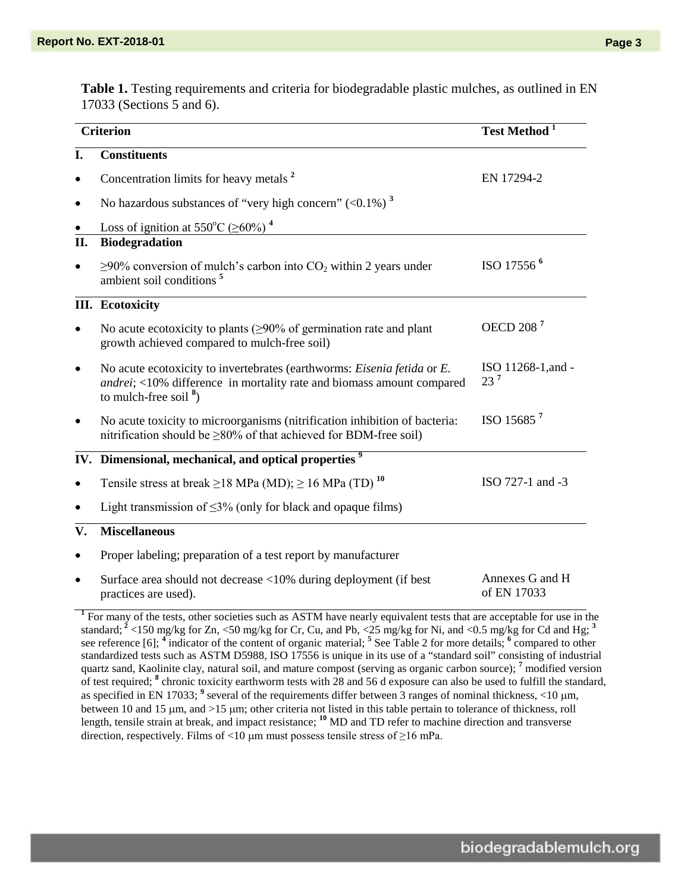**Table 1.** Testing requirements and criteria for biodegradable plastic mulches, as outlined in EN 17033 (Sections 5 and 6).

| | Criterion | Test Method [1] |
|---|---|---|
| **I.** | **Constituents** | |
| • | Concentration limits for heavy metals [2] | EN 17294-2 |
| • | No hazardous substances of "very high concern" (<0.1%) [3] | |
| • | Loss of ignition at 550°C (≥60%) [4] | |
| **II.** | **Biodegradation** | |
| • | ≥90% conversion of mulch's carbon into $CO_2$ within 2 years under ambient soil conditions [5] | ISO 17556 [6] |
| **III.** | **Ecotoxicity** | |
| • | No acute ecotoxicity to plants (≥90% of germination rate and plant growth achieved compared to mulch-free soil) | OECD 208 [7] |
| • | No acute ecotoxicity to invertebrates (earthworms: *Eisenia fetida* or *E. andrei*; <10% difference in mortality rate and biomass amount compared to mulch-free soil [8]) | ISO 11268-1,and -23 [7] |
| • | No acute toxicity to microorganisms (nitrification inhibition of bacteria: nitrification should be ≥80% of that achieved for BDM-free soil) | ISO 15685 [7] |
| **IV.** | **Dimensional, mechanical, and optical properties** [9] | |
| • | Tensile stress at break ≥18 MPa (MD); ≥ 16 MPa (TD) [10] | ISO 727-1 and -3 |
| • | Light transmission of ≤3% (only for black and opaque films) | |
| **V.** | **Miscellaneous** | |
| • | Proper labeling; preparation of a test report by manufacturer | |
| • | Surface area should not decrease <10% during deployment (if best practices are used). | Annexes G and H of EN 17033 |

[1] For many of the tests, other societies such as ASTM have nearly equivalent tests that are acceptable for use in the standard; [2] <150 mg/kg for Zn, <50 mg/kg for Cr, Cu, and Pb, <25 mg/kg for Ni, and <0.5 mg/kg for Cd and Hg; [3] see reference [6]; [4] indicator of the content of organic material; [5] See Table 2 for more details; [6] compared to other standardized tests such as ASTM D5988, ISO 17556 is unique in its use of a "standard soil" consisting of industrial quartz sand, Kaolinite clay, natural soil, and mature compost (serving as organic carbon source); [7] modified version of test required; [8] chronic toxicity earthworm tests with 28 and 56 d exposure can also be used to fulfill the standard, as specified in EN 17033; [9] several of the requirements differ between 3 ranges of nominal thickness, <10 μm, between 10 and 15 μm, and >15 μm; other criteria not listed in this table pertain to tolerance of thickness, roll length, tensile strain at break, and impact resistance; [10] MD and TD refer to machine direction and transverse direction, respectively. Films of <10 μm must possess tensile stress of ≥16 mPa.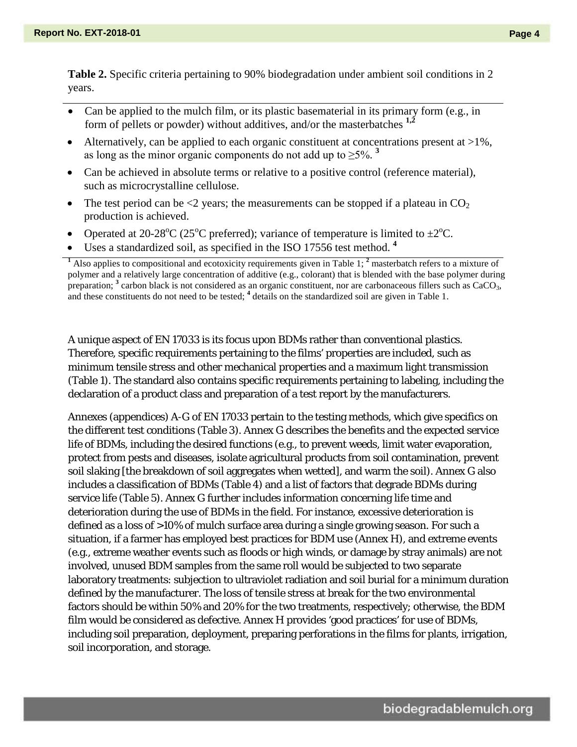**Table 2.** Specific criteria pertaining to 90% biodegradation under ambient soil conditions in 2 years.

- Can be applied to the mulch film, or its plastic basematerial in its primary form (e.g., in form of pellets or powder) without additives, and/or the masterbatches [1,2]
- Alternatively, can be applied to each organic constituent at concentrations present at >1%, as long as the minor organic components do not add up to ≥5%. [3]
- Can be achieved in absolute terms or relative to a positive control (reference material), such as microcrystalline cellulose.
- The test period can be <2 years; the measurements can be stopped if a plateau in $CO_2$ production is achieved.
- Operated at 20-28°C (25°C preferred); variance of temperature is limited to ±2°C.
- Uses a standardized soil, as specified in the ISO 17556 test method. [4]

[1] Also applies to compositional and ecotoxicity requirements given in Table 1; [2] masterbatch refers to a mixture of polymer and a relatively large concentration of additive (e.g., colorant) that is blended with the base polymer during preparation; [3] carbon black is not considered as an organic constituent, nor are carbonaceous fillers such as $CaCO_3$, and these constituents do not need to be tested; [4] details on the standardized soil are given in Table 1.

A unique aspect of EN 17033 is its focus upon BDMs rather than conventional plastics. Therefore, specific requirements pertaining to the films' properties are included, such as minimum tensile stress and other mechanical properties and a maximum light transmission (Table 1). The standard also contains specific requirements pertaining to labeling, including the declaration of a product class and preparation of a test report by the manufacturers.

Annexes (appendices) A-G of EN 17033 pertain to the testing methods, which give specifics on the different test conditions (Table 3). Annex G describes the benefits and the expected service life of BDMs, including the desired functions (e.g., to prevent weeds, limit water evaporation, protect from pests and diseases, isolate agricultural products from soil contamination, prevent soil slaking [the breakdown of soil aggregates when wetted], and warm the soil). Annex G also includes a classification of BDMs (Table 4) and a list of factors that degrade BDMs during service life (Table 5). Annex G further includes information concerning life time and deterioration during the use of BDMs in the field. For instance, excessive deterioration is defined as a loss of >10% of mulch surface area during a single growing season. For such a situation, if a farmer has employed best practices for BDM use (Annex H), and extreme events (e.g., extreme weather events such as floods or high winds, or damage by stray animals) are not involved, unused BDM samples from the same roll would be subjected to two separate laboratory treatments: subjection to ultraviolet radiation and soil burial for a minimum duration defined by the manufacturer. The loss of tensile stress at break for the two environmental factors should be within 50% and 20% for the two treatments, respectively; otherwise, the BDM film would be considered as defective. Annex H provides 'good practices' for use of BDMs, including soil preparation, deployment, preparing perforations in the films for plants, irrigation, soil incorporation, and storage.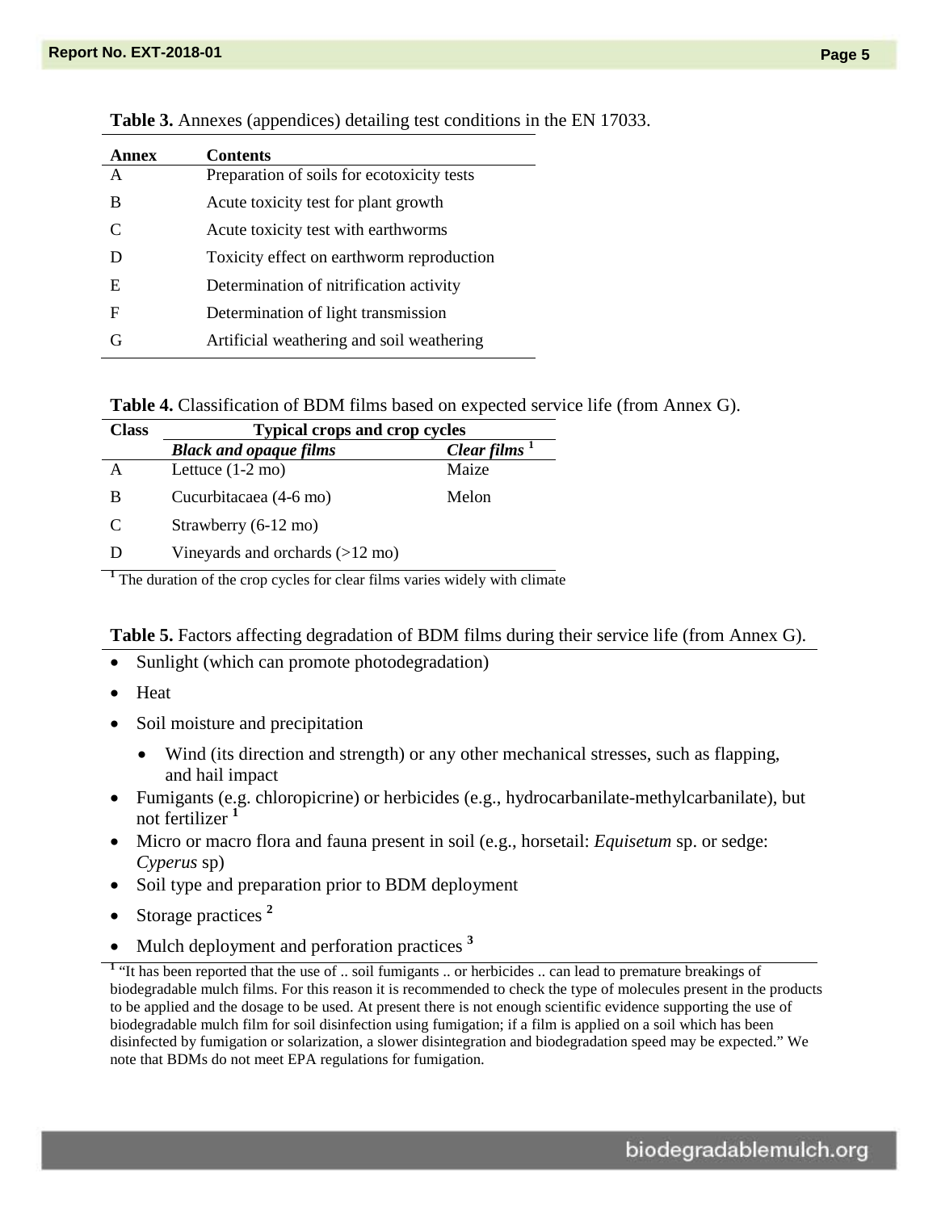**Table 3.** Annexes (appendices) detailing test conditions in the EN 17033.

| Annex | Contents |
| --- | --- |
| A | Preparation of soils for ecotoxicity tests |
| B | Acute toxicity test for plant growth |
| C | Acute toxicity test with earthworms |
| D | Toxicity effect on earthworm reproduction |
| E | Determination of nitrification activity |
| F | Determination of light transmission |
| G | Artificial weathering and soil weathering |

**Table 4.** Classification of BDM films based on expected service life (from Annex G).

| Class | Typical crops and crop cycles | |
| --- | --- | --- |
| | ***Black and opaque films*** | ***Clear films*** [1] |
| A | Lettuce (1-2 mo) | Maize |
| B | Cucurbitacaea (4-6 mo) | Melon |
| C | Strawberry (6-12 mo) | |
| D | Vineyards and orchards (>12 mo) | |

[1] The duration of the crop cycles for clear films varies widely with climate

**Table 5.** Factors affecting degradation of BDM films during their service life (from Annex G).

- Sunlight (which can promote photodegradation)
- Heat
- Soil moisture and precipitation
  - Wind (its direction and strength) or any other mechanical stresses, such as flapping, and hail impact
- Fumigants (e.g. chloropicrine) or herbicides (e.g., hydrocarbanilate-methylcarbanilate), but not fertilizer [1]
- Micro or macro flora and fauna present in soil (e.g., horsetail: *Equisetum* sp. or sedge: *Cyperus* sp)
- Soil type and preparation prior to BDM deployment
- Storage practices [2]
- Mulch deployment and perforation practices [3]

[1] "It has been reported that the use of .. soil fumigants .. or herbicides .. can lead to premature breakings of biodegradable mulch films. For this reason it is recommended to check the type of molecules present in the products to be applied and the dosage to be used. At present there is not enough scientific evidence supporting the use of biodegradable mulch film for soil disinfection using fumigation; if a film is applied on a soil which has been disinfected by fumigation or solarization, a slower disintegration and biodegradation speed may be expected." We note that BDMs do not meet EPA regulations for fumigation.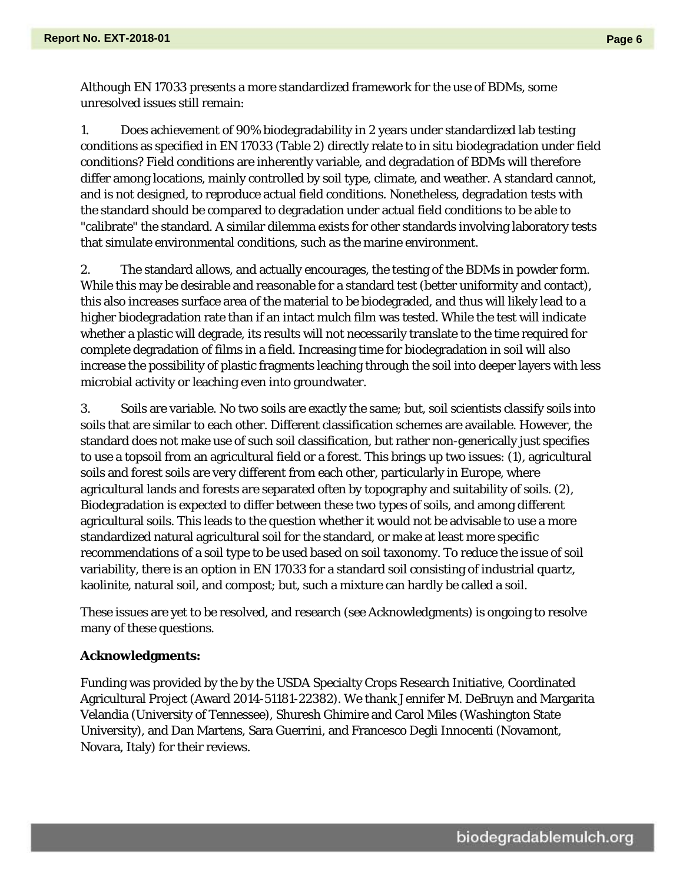Although EN 17033 presents a more standardized framework for the use of BDMs, some unresolved issues still remain:

1. Does achievement of 90% biodegradability in 2 years under standardized lab testing conditions as specified in EN 17033 (Table 2) directly relate to in situ biodegradation under field conditions? Field conditions are inherently variable, and degradation of BDMs will therefore differ among locations, mainly controlled by soil type, climate, and weather. A standard cannot, and is not designed, to reproduce actual field conditions. Nonetheless, degradation tests with the standard should be compared to degradation under actual field conditions to be able to "calibrate" the standard. A similar dilemma exists for other standards involving laboratory tests that simulate environmental conditions, such as the marine environment.

2. The standard allows, and actually encourages, the testing of the BDMs in powder form. While this may be desirable and reasonable for a standard test (better uniformity and contact), this also increases surface area of the material to be biodegraded, and thus will likely lead to a higher biodegradation rate than if an intact mulch film was tested. While the test will indicate whether a plastic will degrade, its results will not necessarily translate to the time required for complete degradation of films in a field. Increasing time for biodegradation in soil will also increase the possibility of plastic fragments leaching through the soil into deeper layers with less microbial activity or leaching even into groundwater.

3. Soils are variable. No two soils are exactly the same; but, soil scientists classify soils into soils that are similar to each other. Different classification schemes are available. However, the standard does not make use of such soil classification, but rather non-generically just specifies to use a topsoil from an agricultural field or a forest. This brings up two issues: (1), agricultural soils and forest soils are very different from each other, particularly in Europe, where agricultural lands and forests are separated often by topography and suitability of soils. (2), Biodegradation is expected to differ between these two types of soils, and among different agricultural soils. This leads to the question whether it would not be advisable to use a more standardized natural agricultural soil for the standard, or make at least more specific recommendations of a soil type to be used based on soil taxonomy. To reduce the issue of soil variability, there is an option in EN 17033 for a standard soil consisting of industrial quartz, kaolinite, natural soil, and compost; but, such a mixture can hardly be called a soil.

These issues are yet to be resolved, and research (see Acknowledgments) is ongoing to resolve many of these questions.

**Acknowledgments:**

Funding was provided by the by the USDA Specialty Crops Research Initiative, Coordinated Agricultural Project (Award 2014-51181-22382). We thank Jennifer M. DeBruyn and Margarita Velandia (University of Tennessee), Shuresh Ghimire and Carol Miles (Washington State University), and Dan Martens, Sara Guerrini, and Francesco Degli Innocenti (Novamont, Novara, Italy) for their reviews.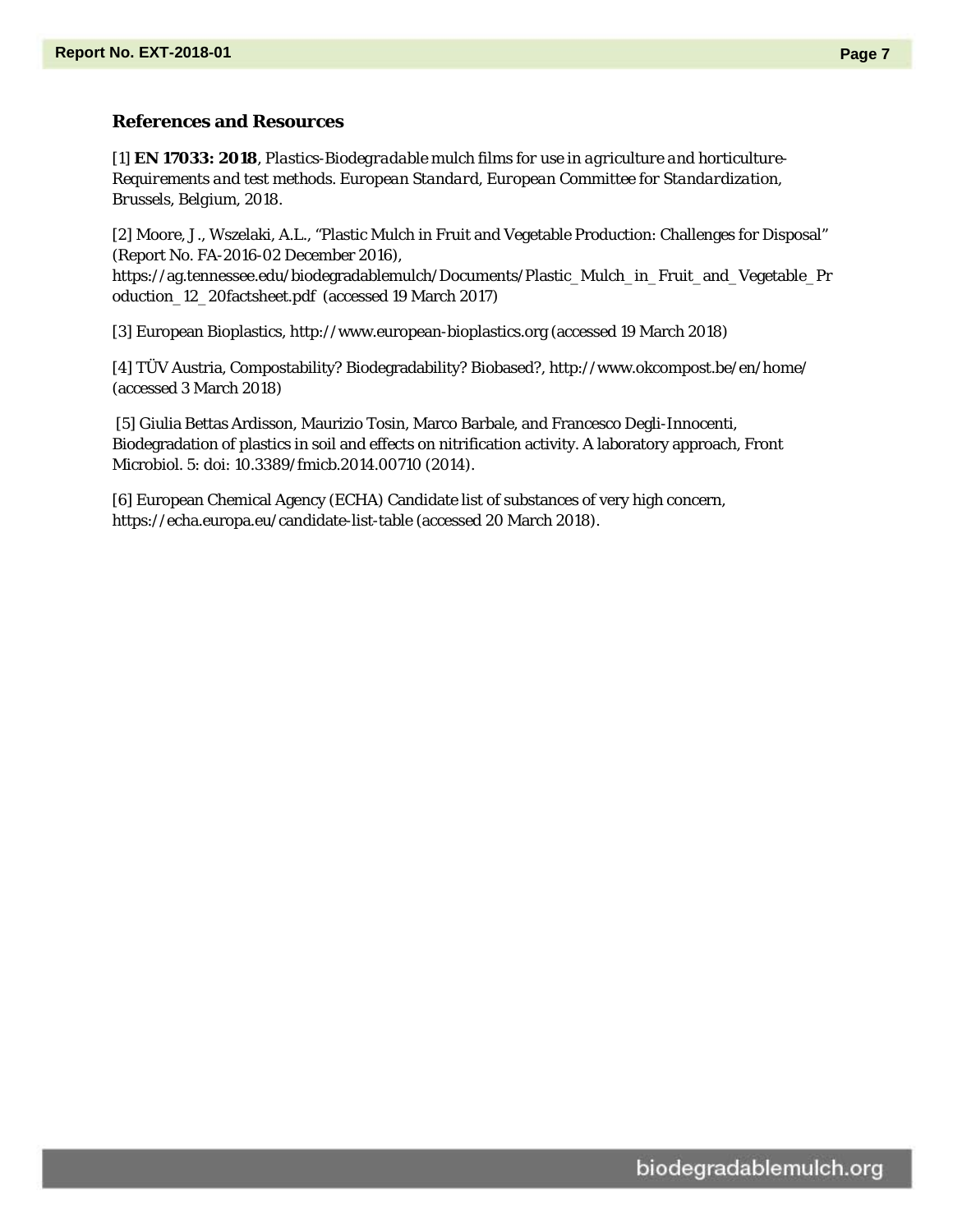## References and Resources

[1] **EN 17033: 2018**, *Plastics-Biodegradable mulch films for use in agriculture and horticulture-Requirements and test methods. European Standard, European Committee for Standardization, Brussels, Belgium, 2018.*

[2] Moore, J., Wszelaki, A.L., "Plastic Mulch in Fruit and Vegetable Production: Challenges for Disposal" (Report No. FA-2016-02 December 2016), https://ag.tennessee.edu/biodegradablemulch/Documents/Plastic_Mulch_in_Fruit_and_Vegetable_Production_12_20factsheet.pdf (accessed 19 March 2017)

[3] European Bioplastics, http://www.european-bioplastics.org (accessed 19 March 2018)

[4] TÜV Austria, Compostability? Biodegradability? Biobased?, http://www.okcompost.be/en/home/ (accessed 3 March 2018)

[5] Giulia Bettas Ardisson, Maurizio Tosin, Marco Barbale, and Francesco Degli-Innocenti, Biodegradation of plastics in soil and effects on nitrification activity. A laboratory approach, Front Microbiol. 5: doi: 10.3389/fmicb.2014.00710 (2014).

[6] European Chemical Agency (ECHA) Candidate list of substances of very high concern, https://echa.europa.eu/candidate-list-table (accessed 20 March 2018).